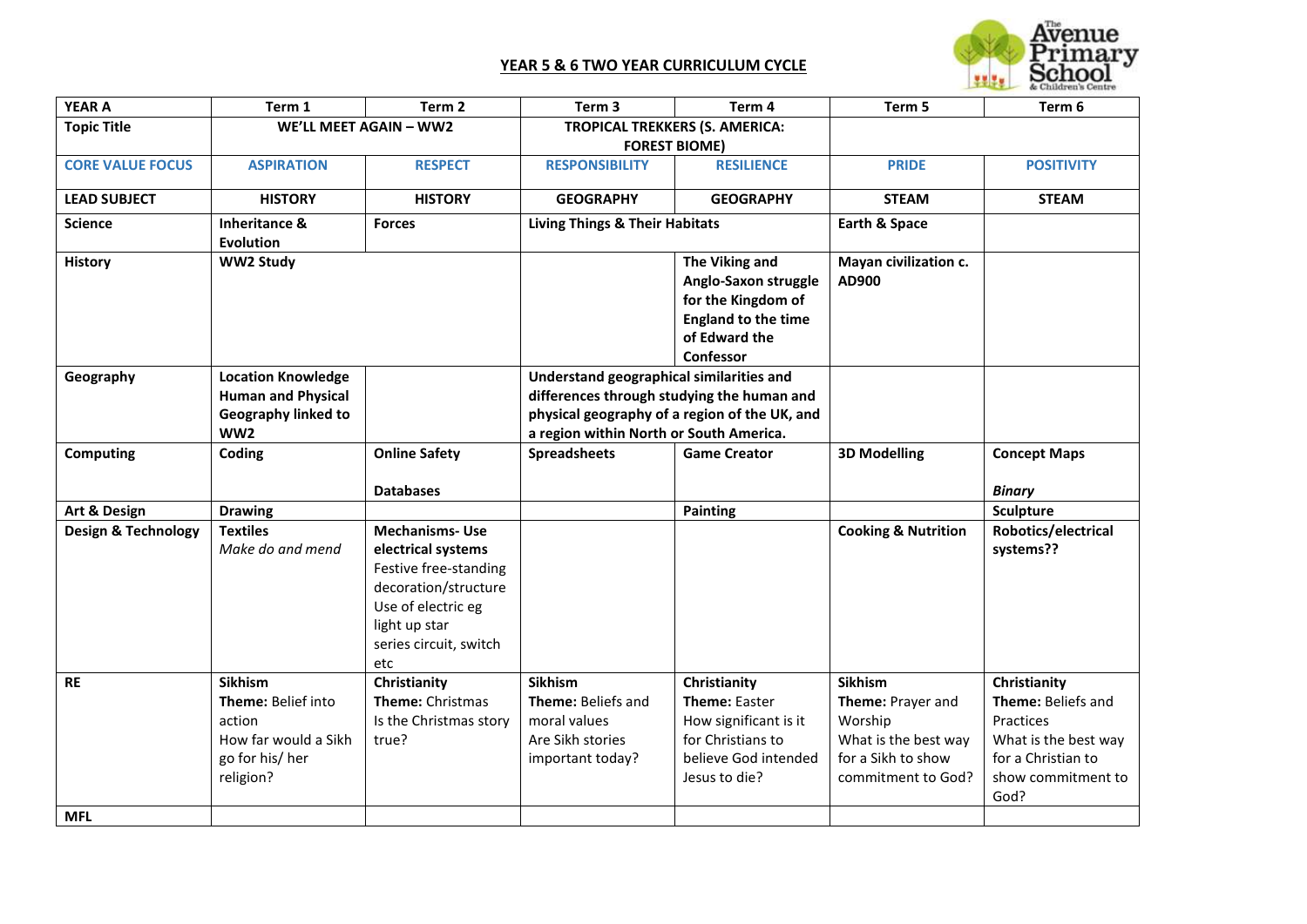## YEAR 5 & 6 TWO YEAR CURRICULUM CYCLE

| YEAR A | Term 1 | Term 2 | Term 3 | Term 4 | Term 5 | Term 6 |
|---|---|---|---|---|---|---|
| **Topic Title** | **WE'LL MEET AGAIN – WW2** | | **TROPICAL TREKKERS (S. AMERICA: FOREST BIOME)** | | | |
| **CORE VALUE FOCUS** | **ASPIRATION** | **RESPECT** | **RESPONSIBILITY** | **RESILIENCE** | **PRIDE** | **POSITIVITY** |
| **LEAD SUBJECT** | **HISTORY** | **HISTORY** | **GEOGRAPHY** | **GEOGRAPHY** | **STEAM** | **STEAM** |
| **Science** | **Inheritance & Evolution** | **Forces** | **Living Things & Their Habitats** | | **Earth & Space** | |
| **History** | **WW2 Study** | | | **The Viking and Anglo-Saxon struggle for the Kingdom of England to the time of Edward the Confessor** | **Mayan civilization c. AD900** | |
| **Geography** | **Location Knowledge Human and Physical Geography linked to WW2** | | **Understand geographical similarities and differences through studying the human and physical geography of a region of the UK, and a region within North or South America.** | | | |
| **Computing** | **Coding** | **Online Safety**<br><br>**Databases** | **Spreadsheets** | **Game Creator** | **3D Modelling** | **Concept Maps**<br><br>***Binary*** |
| **Art & Design** | **Drawing** | | | **Painting** | | **Sculpture** |
| **Design & Technology** | **Textiles**<br>*Make do and mend* | **Mechanisms- Use electrical systems**<br>Festive free-standing decoration/structure<br>Use of electric eg light up star<br>series circuit, switch etc | | | **Cooking & Nutrition** | **Robotics/electrical systems??** |
| **RE** | **Sikhism**<br>**Theme:** Belief into action<br>How far would a Sikh go for his/ her religion? | **Christianity**<br>**Theme:** Christmas<br>Is the Christmas story true? | **Sikhism**<br>**Theme:** Beliefs and moral values<br>Are Sikh stories important today? | **Christianity**<br>**Theme:** Easter<br>How significant is it for Christians to believe God intended Jesus to die? | **Sikhism**<br>**Theme:** Prayer and Worship<br>What is the best way for a Sikh to show commitment to God? | **Christianity**<br>**Theme:** Beliefs and Practices<br>What is the best way for a Christian to show commitment to God? |
| **MFL** | | | | | | |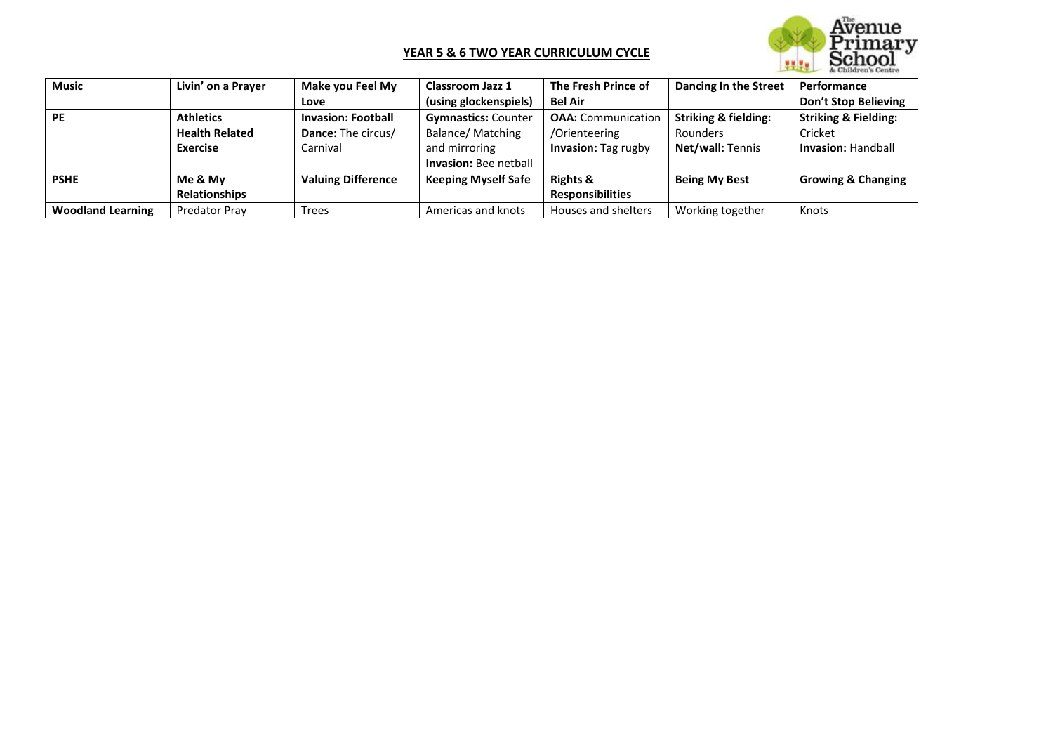**YEAR 5 & 6 TWO YEAR CURRICULUM CYCLE**

| **Music** | **Livin' on a Prayer** | **Make you Feel My Love** | **Classroom Jazz 1 (using glockenspiels)** | **The Fresh Prince of Bel Air** | **Dancing In the Street** | **Performance Don't Stop Believing** |
|---|---|---|---|---|---|---|
| **PE** | **Athletics Health Related Exercise** | **Invasion: Football** **Dance:** The circus/ Carnival | **Gymnastics:** Counter Balance/ Matching and mirroring **Invasion:** Bee netball | **OAA:** Communication /Orienteering **Invasion:** Tag rugby | **Striking & fielding:** Rounders **Net/wall:** Tennis | **Striking & Fielding:** Cricket **Invasion:** Handball |
| **PSHE** | **Me & My Relationships** | **Valuing Difference** | **Keeping Myself Safe** | **Rights & Responsibilities** | **Being My Best** | **Growing & Changing** |
| **Woodland Learning** | Predator Pray | Trees | Americas and knots | Houses and shelters | Working together | Knots |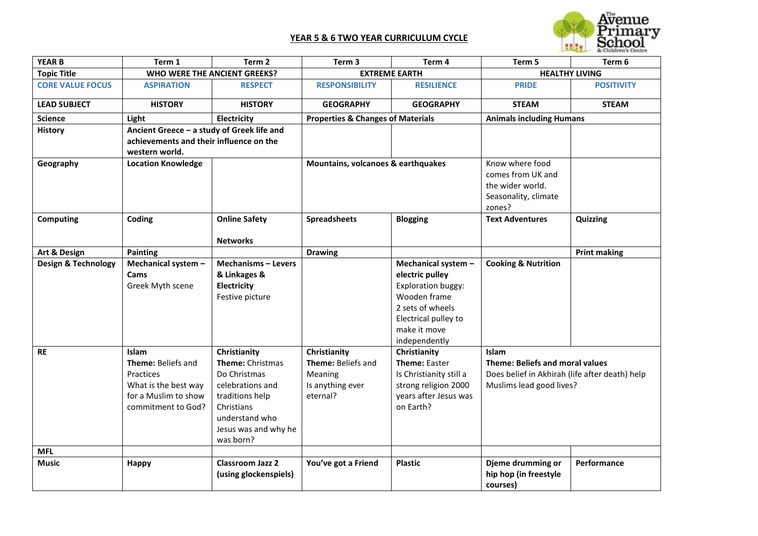## YEAR 5 & 6 TWO YEAR CURRICULUM CYCLE

| YEAR B | Term 1 | Term 2 | Term 3 | Term 4 | Term 5 | Term 6 |
|---|---|---|---|---|---|---|
| **Topic Title** | **WHO WERE THE ANCIENT GREEKS?** | | **EXTREME EARTH** | | **HEALTHY LIVING** | |
| **CORE VALUE FOCUS** | **ASPIRATION** | **RESPECT** | **RESPONSIBILITY** | **RESILIENCE** | **PRIDE** | **POSITIVITY** |
| **LEAD SUBJECT** | **HISTORY** | **HISTORY** | **GEOGRAPHY** | **GEOGRAPHY** | **STEAM** | **STEAM** |
| **Science** | **Light** | **Electricity** | **Properties & Changes of Materials** | | **Animals including Humans** | |
| **History** | **Ancient Greece – a study of Greek life and achievements and their influence on the western world.** | | | | | |
| **Geography** | **Location Knowledge** | | **Mountains, volcanoes & earthquakes** | | Know where food comes from UK and the wider world. Seasonality, climate zones? | |
| **Computing** | **Coding** | **Online Safety**<br><br>**Networks** | **Spreadsheets** | **Blogging** | **Text Adventures** | **Quizzing** |
| **Art & Design** | **Painting** | | **Drawing** | | | **Print making** |
| **Design & Technology** | **Mechanical system – Cams**<br>Greek Myth scene | **Mechanisms – Levers & Linkages & Electricity**<br>Festive picture | | **Mechanical system – electric pulley**<br>Exploration buggy:<br>Wooden frame<br>2 sets of wheels<br>Electrical pulley to make it move independently | **Cooking & Nutrition** | |
| **RE** | **Islam**<br>**Theme:** Beliefs and Practices<br>What is the best way for a Muslim to show commitment to God? | **Christianity**<br>**Theme:** Christmas<br>Do Christmas celebrations and traditions help Christians understand who Jesus was and why he was born? | **Christianity**<br>**Theme:** Beliefs and Meaning<br>Is anything ever eternal? | **Christianity**<br>**Theme:** Easter<br>Is Christianity still a strong religion 2000 years after Jesus was on Earth? | **Islam**<br>**Theme: Beliefs and moral values**<br>Does belief in Akhirah (life after death) help Muslims lead good lives? | |
| **MFL** | | | | | | |
| **Music** | **Happy** | **Classroom Jazz 2 (using glockenspiels)** | **You've got a Friend** | **Plastic** | **Djeme drumming or hip hop (in freestyle courses)** | **Performance** |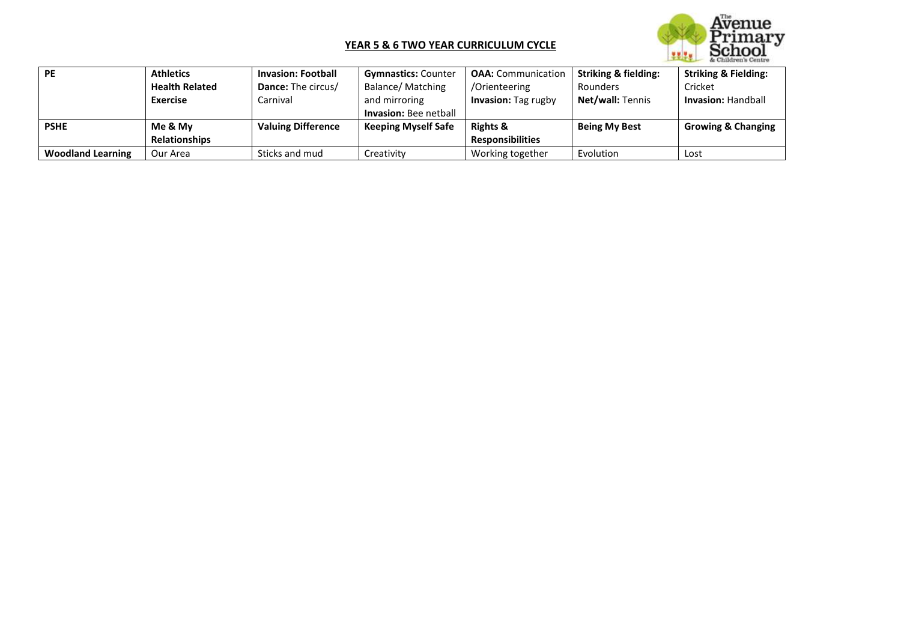## YEAR 5 & 6 TWO YEAR CURRICULUM CYCLE

| | | | | | | |
|---|---|---|---|---|---|---|
| **PE** | **Athletics** **Health Related Exercise** | **Invasion: Football** **Dance:** The circus/ Carnival | **Gymnastics:** Counter Balance/ Matching and mirroring **Invasion:** Bee netball | **OAA:** Communication /Orienteering **Invasion:** Tag rugby | **Striking & fielding:** Rounders **Net/wall:** Tennis | **Striking & Fielding:** Cricket **Invasion:** Handball |
| **PSHE** | **Me & My Relationships** | **Valuing Difference** | **Keeping Myself Safe** | **Rights & Responsibilities** | **Being My Best** | **Growing & Changing** |
| **Woodland Learning** | Our Area | Sticks and mud | Creativity | Working together | Evolution | Lost |